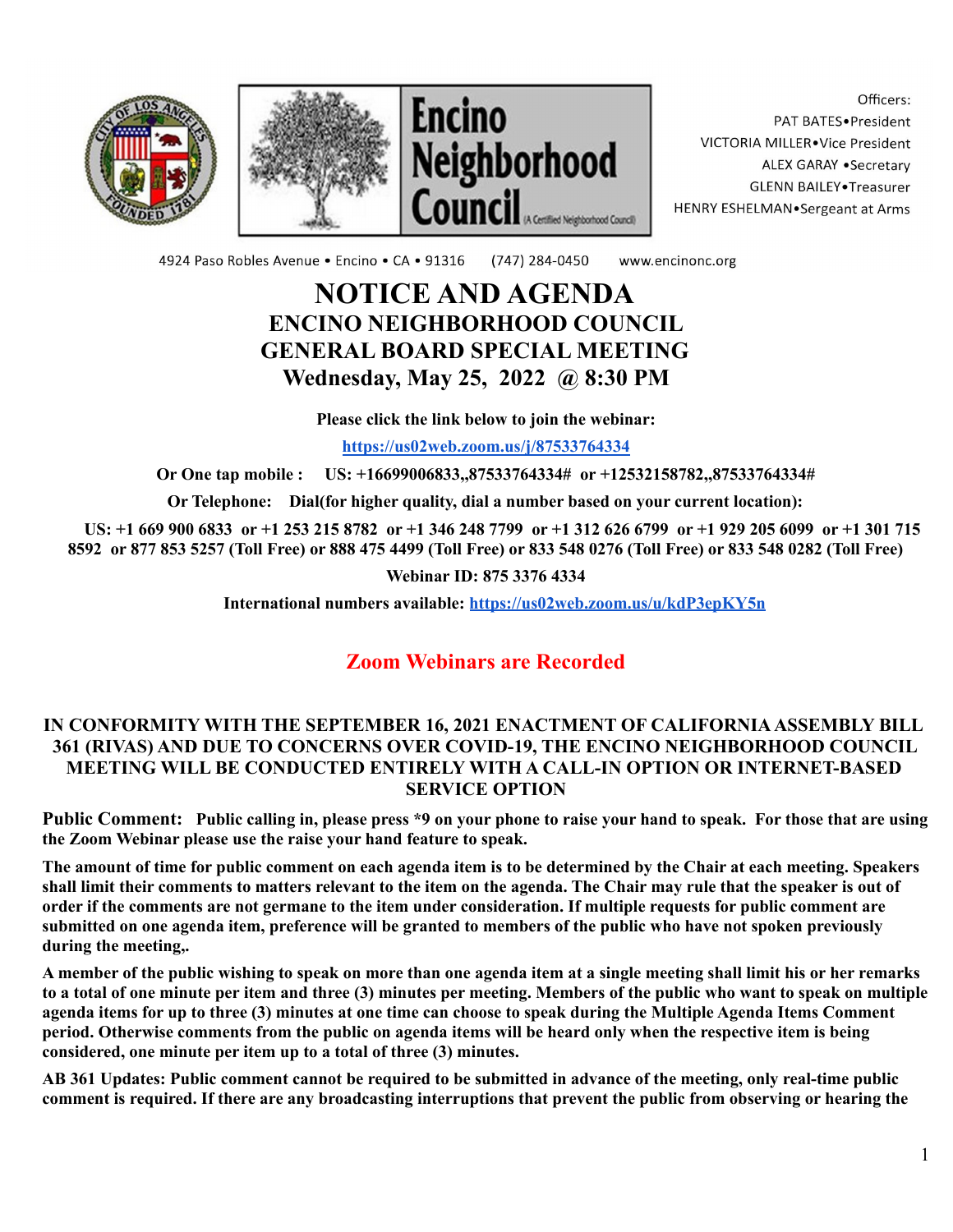Encino Neighborhood Council (A Certified Neighborhood Council)

Officers:
PAT BATES•President
VICTORIA MILLER•Vice President
ALEX GARAY •Secretary
GLENN BAILEY•Treasurer
HENRY ESHELMAN•Sergeant at Arms

4924 Paso Robles Avenue • Encino • CA • 91316 (747) 284-0450 www.encinonc.org

# NOTICE AND AGENDA

## ENCINO NEIGHBORHOOD COUNCIL
## GENERAL BOARD SPECIAL MEETING
## Wednesday, May 25, 2022 @ 8:30 PM

**Please click the link below to join the webinar:**

**https://us02web.zoom.us/j/87533764334**

**Or One tap mobile : US: +16699006833,,87533764334# or +12532158782,,87533764334#**

**Or Telephone: Dial(for higher quality, dial a number based on your current location):**

**US: +1 669 900 6833 or +1 253 215 8782 or +1 346 248 7799 or +1 312 626 6799 or +1 929 205 6099 or +1 301 715 8592 or 877 853 5257 (Toll Free) or 888 475 4499 (Toll Free) or 833 548 0276 (Toll Free) or 833 548 0282 (Toll Free)**

**Webinar ID: 875 3376 4334**

**International numbers available: https://us02web.zoom.us/u/kdP3epKY5n**

### Zoom Webinars are Recorded

**IN CONFORMITY WITH THE SEPTEMBER 16, 2021 ENACTMENT OF CALIFORNIA ASSEMBLY BILL 361 (RIVAS) AND DUE TO CONCERNS OVER COVID-19, THE ENCINO NEIGHBORHOOD COUNCIL MEETING WILL BE CONDUCTED ENTIRELY WITH A CALL-IN OPTION OR INTERNET-BASED SERVICE OPTION**

**Public Comment: Public calling in, please press *9 on your phone to raise your hand to speak. For those that are using the Zoom Webinar please use the raise your hand feature to speak.**

**The amount of time for public comment on each agenda item is to be determined by the Chair at each meeting. Speakers shall limit their comments to matters relevant to the item on the agenda. The Chair may rule that the speaker is out of order if the comments are not germane to the item under consideration. If multiple requests for public comment are submitted on one agenda item, preference will be granted to members of the public who have not spoken previously during the meeting,.**

**A member of the public wishing to speak on more than one agenda item at a single meeting shall limit his or her remarks to a total of one minute per item and three (3) minutes per meeting. Members of the public who want to speak on multiple agenda items for up to three (3) minutes at one time can choose to speak during the Multiple Agenda Items Comment period. Otherwise comments from the public on agenda items will be heard only when the respective item is being considered, one minute per item up to a total of three (3) minutes.**

**AB 361 Updates: Public comment cannot be required to be submitted in advance of the meeting, only real-time public comment is required. If there are any broadcasting interruptions that prevent the public from observing or hearing the**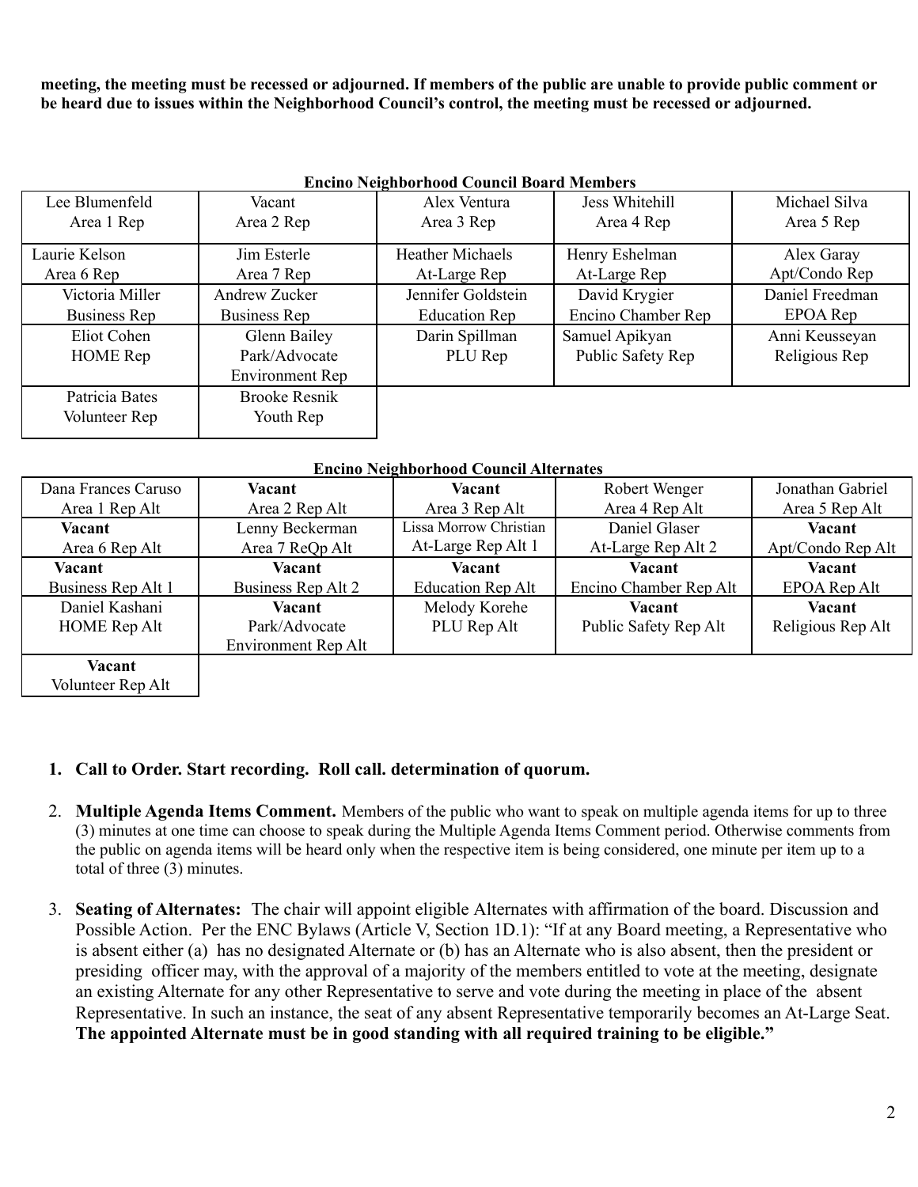**meeting, the meeting must be recessed or adjourned. If members of the public are unable to provide public comment or be heard due to issues within the Neighborhood Council's control, the meeting must be recessed or adjourned.**

**Encino Neighborhood Council Board Members**

| | | | | |
|---|---|---|---|---|
| Lee Blumenfeld<br>Area 1 Rep | Vacant<br>Area 2 Rep | Alex Ventura<br>Area 3 Rep | Jess Whitehill<br>Area 4 Rep | Michael Silva<br>Area 5 Rep |
| Laurie Kelson<br>Area 6 Rep | Jim Esterle<br>Area 7 Rep | Heather Michaels<br>At-Large Rep | Henry Eshelman<br>At-Large Rep | Alex Garay<br>Apt/Condo Rep |
| Victoria Miller<br>Business Rep | Andrew Zucker<br>Business Rep | Jennifer Goldstein<br>Education Rep | David Krygier<br>Encino Chamber Rep | Daniel Freedman<br>EPOA Rep |
| Eliot Cohen<br>HOME Rep | Glenn Bailey<br>Park/Advocate<br>Environment Rep | Darin Spillman<br>PLU Rep | Samuel Apikyan<br>Public Safety Rep | Anni Keusseyan<br>Religious Rep |
| Patricia Bates<br>Volunteer Rep | Brooke Resnik<br>Youth Rep | | | |

**Encino Neighborhood Council Alternates**

| | | | | |
|---|---|---|---|---|
| Dana Frances Caruso<br>Area 1 Rep Alt | **Vacant**<br>Area 2 Rep Alt | **Vacant**<br>Area 3 Rep Alt | Robert Wenger<br>Area 4 Rep Alt | Jonathan Gabriel<br>Area 5 Rep Alt |
| **Vacant**<br>Area 6 Rep Alt | Lenny Beckerman<br>Area 7 ReQp Alt | Lissa Morrow Christian<br>At-Large Rep Alt 1 | Daniel Glaser<br>At-Large Rep Alt 2 | **Vacant**<br>Apt/Condo Rep Alt |
| **Vacant**<br>Business Rep Alt 1 | **Vacant**<br>Business Rep Alt 2 | **Vacant**<br>Education Rep Alt | **Vacant**<br>Encino Chamber Rep Alt | **Vacant**<br>EPOA Rep Alt |
| Daniel Kashani<br>HOME Rep Alt | **Vacant**<br>Park/Advocate<br>Environment Rep Alt | Melody Korehe<br>PLU Rep Alt | **Vacant**<br>Public Safety Rep Alt | **Vacant**<br>Religious Rep Alt |
| **Vacant**<br>Volunteer Rep Alt | | | | |

1. **Call to Order. Start recording. Roll call. determination of quorum.**

2. **Multiple Agenda Items Comment.** Members of the public who want to speak on multiple agenda items for up to three (3) minutes at one time can choose to speak during the Multiple Agenda Items Comment period. Otherwise comments from the public on agenda items will be heard only when the respective item is being considered, one minute per item up to a total of three (3) minutes.

3. **Seating of Alternates:** The chair will appoint eligible Alternates with affirmation of the board. Discussion and Possible Action. Per the ENC Bylaws (Article V, Section 1D.1): "If at any Board meeting, a Representative who is absent either (a) has no designated Alternate or (b) has an Alternate who is also absent, then the president or presiding officer may, with the approval of a majority of the members entitled to vote at the meeting, designate an existing Alternate for any other Representative to serve and vote during the meeting in place of the absent Representative. In such an instance, the seat of any absent Representative temporarily becomes an At-Large Seat. **The appointed Alternate must be in good standing with all required training to be eligible."**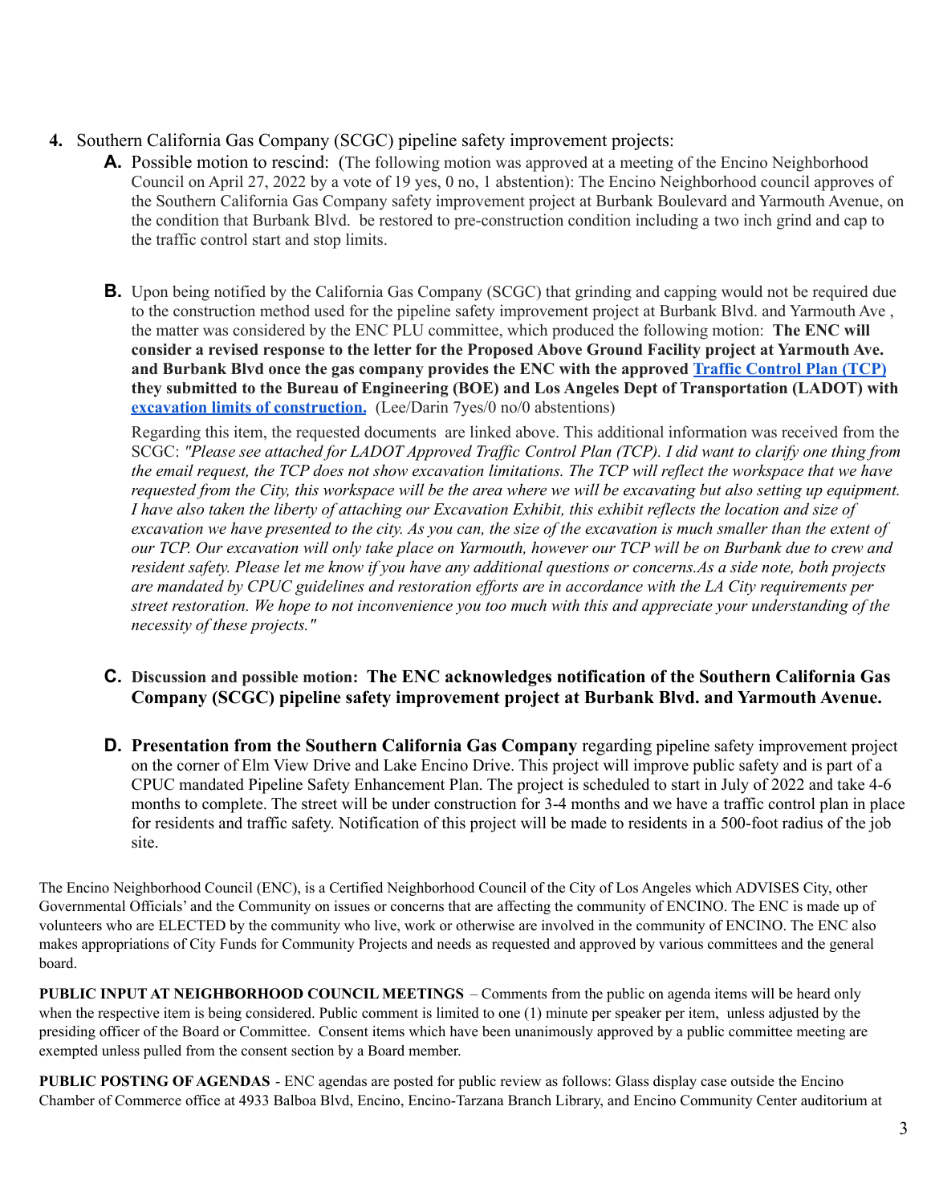4. Southern California Gas Company (SCGC) pipeline safety improvement projects:

   **A.** Possible motion to rescind: (The following motion was approved at a meeting of the Encino Neighborhood Council on April 27, 2022 by a vote of 19 yes, 0 no, 1 abstention): The Encino Neighborhood council approves of the Southern California Gas Company safety improvement project at Burbank Boulevard and Yarmouth Avenue, on the condition that Burbank Blvd. be restored to pre-construction condition including a two inch grind and cap to the traffic control start and stop limits.

   **B.** Upon being notified by the California Gas Company (SCGC) that grinding and capping would not be required due to the construction method used for the pipeline safety improvement project at Burbank Blvd. and Yarmouth Ave , the matter was considered by the ENC PLU committee, which produced the following motion: **The ENC will consider a revised response to the letter for the Proposed Above Ground Facility project at Yarmouth Ave. and Burbank Blvd once the gas company provides the ENC with the approved Traffic Control Plan (TCP) they submitted to the Bureau of Engineering (BOE) and Los Angeles Dept of Transportation (LADOT) with excavation limits of construction.** (Lee/Darin 7yes/0 no/0 abstentions)

   Regarding this item, the requested documents are linked above. This additional information was received from the SCGC: *"Please see attached for LADOT Approved Traffic Control Plan (TCP). I did want to clarify one thing from the email request, the TCP does not show excavation limitations. The TCP will reflect the workspace that we have requested from the City, this workspace will be the area where we will be excavating but also setting up equipment. I have also taken the liberty of attaching our Excavation Exhibit, this exhibit reflects the location and size of excavation we have presented to the city. As you can, the size of the excavation is much smaller than the extent of our TCP. Our excavation will only take place on Yarmouth, however our TCP will be on Burbank due to crew and resident safety. Please let me know if you have any additional questions or concerns.As a side note, both projects are mandated by CPUC guidelines and restoration efforts are in accordance with the LA City requirements per street restoration. We hope to not inconvenience you too much with this and appreciate your understanding of the necessity of these projects."*

   **C. Discussion and possible motion: The ENC acknowledges notification of the Southern California Gas Company (SCGC) pipeline safety improvement project at Burbank Blvd. and Yarmouth Avenue.**

   **D. Presentation from the Southern California Gas Company** regarding pipeline safety improvement project on the corner of Elm View Drive and Lake Encino Drive. This project will improve public safety and is part of a CPUC mandated Pipeline Safety Enhancement Plan. The project is scheduled to start in July of 2022 and take 4-6 months to complete. The street will be under construction for 3-4 months and we have a traffic control plan in place for residents and traffic safety. Notification of this project will be made to residents in a 500-foot radius of the job site.

The Encino Neighborhood Council (ENC), is a Certified Neighborhood Council of the City of Los Angeles which ADVISES City, other Governmental Officials' and the Community on issues or concerns that are affecting the community of ENCINO. The ENC is made up of volunteers who are ELECTED by the community who live, work or otherwise are involved in the community of ENCINO. The ENC also makes appropriations of City Funds for Community Projects and needs as requested and approved by various committees and the general board.

**PUBLIC INPUT AT NEIGHBORHOOD COUNCIL MEETINGS** – Comments from the public on agenda items will be heard only when the respective item is being considered. Public comment is limited to one (1) minute per speaker per item, unless adjusted by the presiding officer of the Board or Committee. Consent items which have been unanimously approved by a public committee meeting are exempted unless pulled from the consent section by a Board member.

**PUBLIC POSTING OF AGENDAS** - ENC agendas are posted for public review as follows: Glass display case outside the Encino Chamber of Commerce office at 4933 Balboa Blvd, Encino, Encino-Tarzana Branch Library, and Encino Community Center auditorium at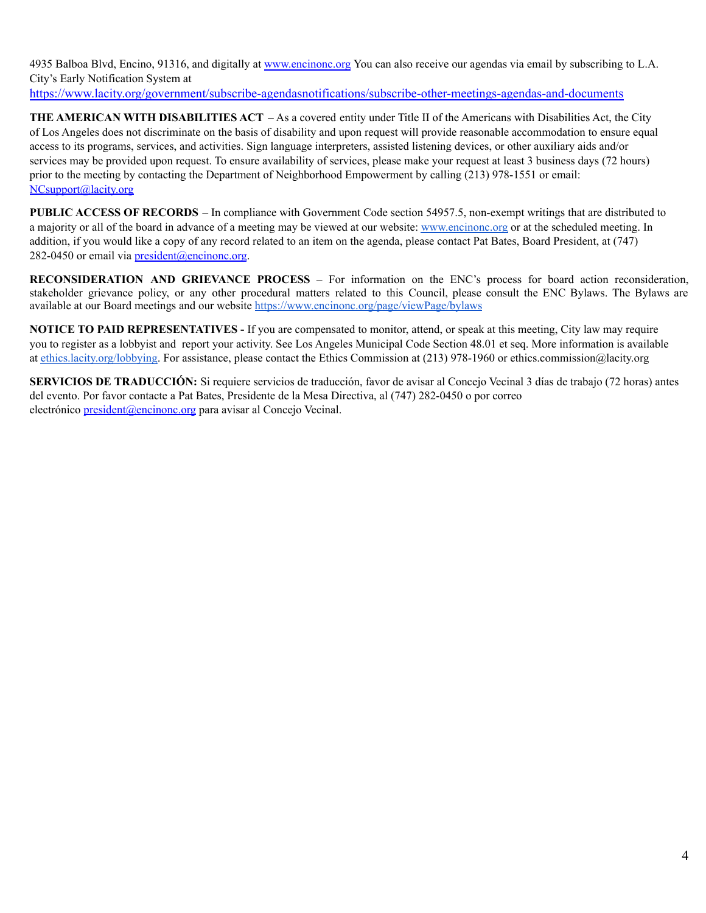4935 Balboa Blvd, Encino, 91316, and digitally at [www.encinonc.org](http://www.encinonc.org) You can also receive our agendas via email by subscribing to L.A. City's Early Notification System at [https://www.lacity.org/government/subscribe-agendasnotifications/subscribe-other-meetings-agendas-and-documents](https://www.lacity.org/government/subscribe-agendasnotifications/subscribe-other-meetings-agendas-and-documents)

**THE AMERICAN WITH DISABILITIES ACT** – As a covered entity under Title II of the Americans with Disabilities Act, the City of Los Angeles does not discriminate on the basis of disability and upon request will provide reasonable accommodation to ensure equal access to its programs, services, and activities. Sign language interpreters, assisted listening devices, or other auxiliary aids and/or services may be provided upon request. To ensure availability of services, please make your request at least 3 business days (72 hours) prior to the meeting by contacting the Department of Neighborhood Empowerment by calling (213) 978-1551 or email: [NCsupport@lacity.org](mailto:NCsupport@lacity.org)

**PUBLIC ACCESS OF RECORDS** – In compliance with Government Code section 54957.5, non-exempt writings that are distributed to a majority or all of the board in advance of a meeting may be viewed at our website: [www.encinonc.org](http://www.encinonc.org) or at the scheduled meeting. In addition, if you would like a copy of any record related to an item on the agenda, please contact Pat Bates, Board President, at (747) 282-0450 or email via [president@encinonc.org](mailto:president@encinonc.org).

**RECONSIDERATION AND GRIEVANCE PROCESS** – For information on the ENC's process for board action reconsideration, stakeholder grievance policy, or any other procedural matters related to this Council, please consult the ENC Bylaws. The Bylaws are available at our Board meetings and our website [https://www.encinonc.org/page/viewPage/bylaws](https://www.encinonc.org/page/viewPage/bylaws)

**NOTICE TO PAID REPRESENTATIVES -** If you are compensated to monitor, attend, or speak at this meeting, City law may require you to register as a lobbyist and report your activity. See Los Angeles Municipal Code Section 48.01 et seq. More information is available at [ethics.lacity.org/lobbying](http://ethics.lacity.org/lobbying). For assistance, please contact the Ethics Commission at (213) 978-1960 or ethics.commission@lacity.org

**SERVICIOS DE TRADUCCIÓN:** Si requiere servicios de traducción, favor de avisar al Concejo Vecinal 3 días de trabajo (72 horas) antes del evento. Por favor contacte a Pat Bates, Presidente de la Mesa Directiva, al (747) 282-0450 o por correo electrónico [president@encinonc.org](mailto:president@encinonc.org) para avisar al Concejo Vecinal.